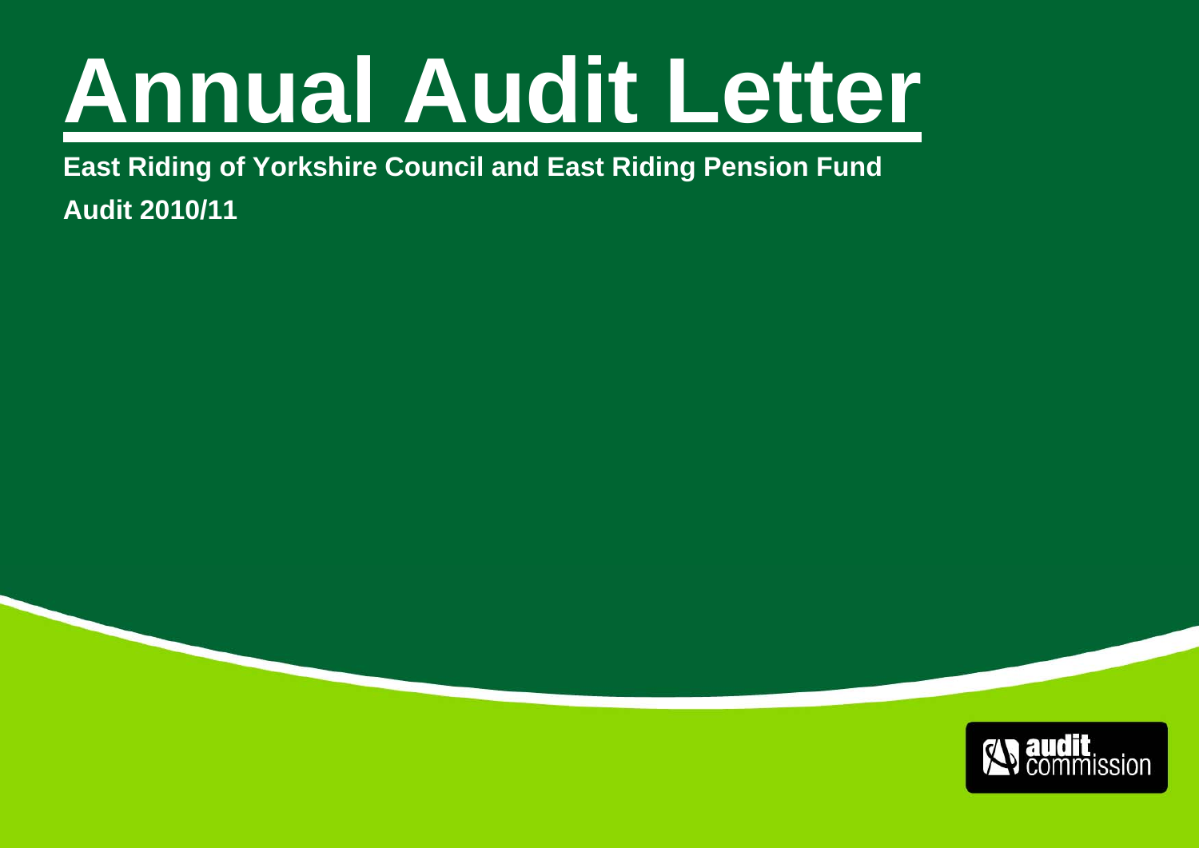# Annual Audit Letter

**East Riding of Yorkshire Council and East Riding Pension Fund**

**Audit 2010/11**

audit commission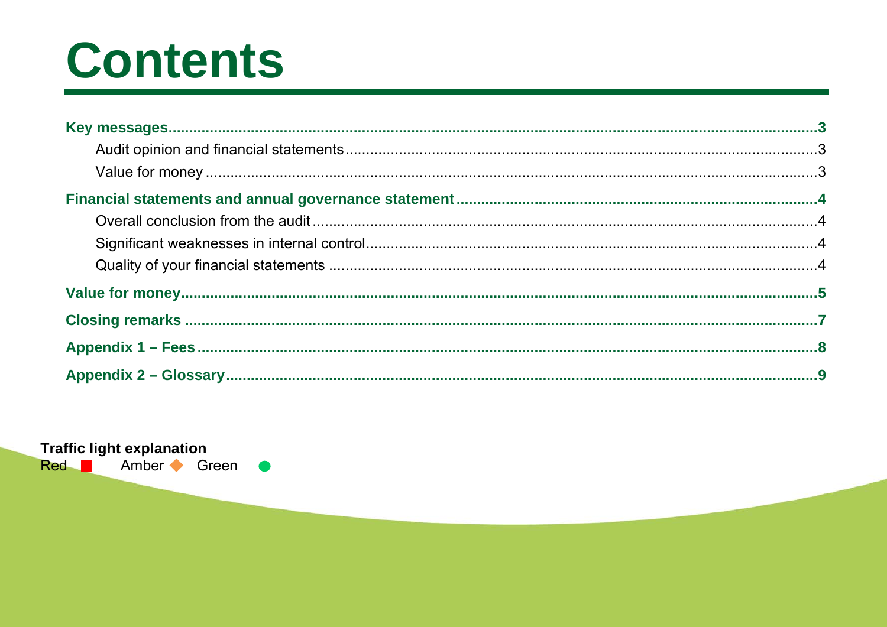# Contents

**Key messages** ..... **3**

- Audit opinion and financial statements ..... 3
- Value for money ..... 3

**Financial statements and annual governance statement** ..... **4**

- Overall conclusion from the audit ..... 4
- Significant weaknesses in internal control ..... 4
- Quality of your financial statements ..... 4

**Value for money** ..... **5**

**Closing remarks** ..... **7**

**Appendix 1 – Fees** ..... **8**

**Appendix 2 – Glossary** ..... **9**

**Traffic light explanation**

Red ■ Amber ◆ Green ●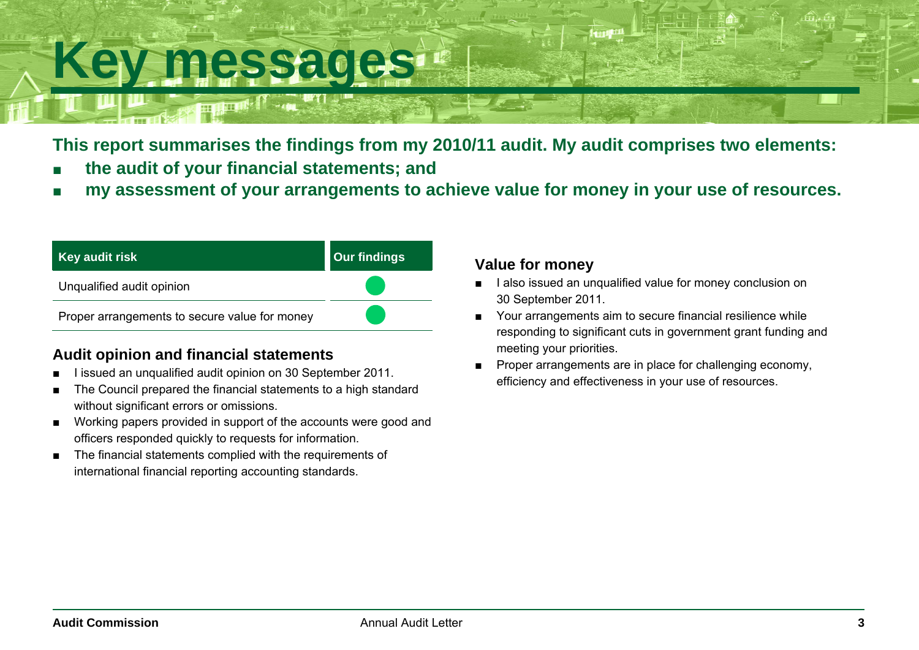# Key messages

**This report summarises the findings from my 2010/11 audit. My audit comprises two elements:**

- **the audit of your financial statements; and**
- **my assessment of your arrangements to achieve value for money in your use of resources.**

| Key audit risk | Our findings |
| --- | --- |
| Unqualified audit opinion | ● |
| Proper arrangements to secure value for money | ● |

### Audit opinion and financial statements

- I issued an unqualified audit opinion on 30 September 2011.
- The Council prepared the financial statements to a high standard without significant errors or omissions.
- Working papers provided in support of the accounts were good and officers responded quickly to requests for information.
- The financial statements complied with the requirements of international financial reporting accounting standards.

### Value for money

- I also issued an unqualified value for money conclusion on 30 September 2011.
- Your arrangements aim to secure financial resilience while responding to significant cuts in government grant funding and meeting your priorities.
- Proper arrangements are in place for challenging economy, efficiency and effectiveness in your use of resources.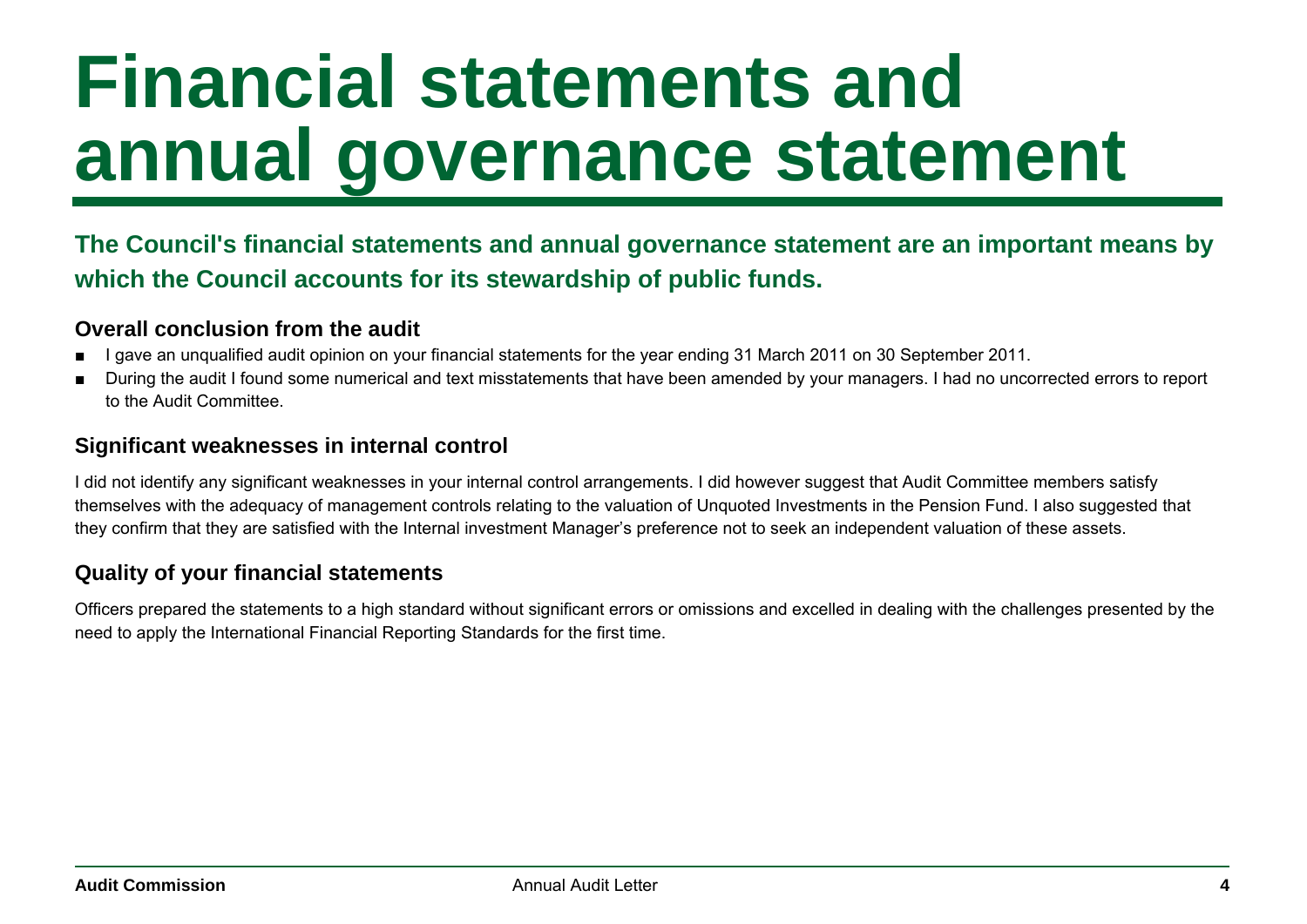# Financial statements and annual governance statement

**The Council's financial statements and annual governance statement are an important means by which the Council accounts for its stewardship of public funds.**

### Overall conclusion from the audit

- I gave an unqualified audit opinion on your financial statements for the year ending 31 March 2011 on 30 September 2011.
- During the audit I found some numerical and text misstatements that have been amended by your managers. I had no uncorrected errors to report to the Audit Committee.

### Significant weaknesses in internal control

I did not identify any significant weaknesses in your internal control arrangements. I did however suggest that Audit Committee members satisfy themselves with the adequacy of management controls relating to the valuation of Unquoted Investments in the Pension Fund. I also suggested that they confirm that they are satisfied with the Internal investment Manager's preference not to seek an independent valuation of these assets.

### Quality of your financial statements

Officers prepared the statements to a high standard without significant errors or omissions and excelled in dealing with the challenges presented by the need to apply the International Financial Reporting Standards for the first time.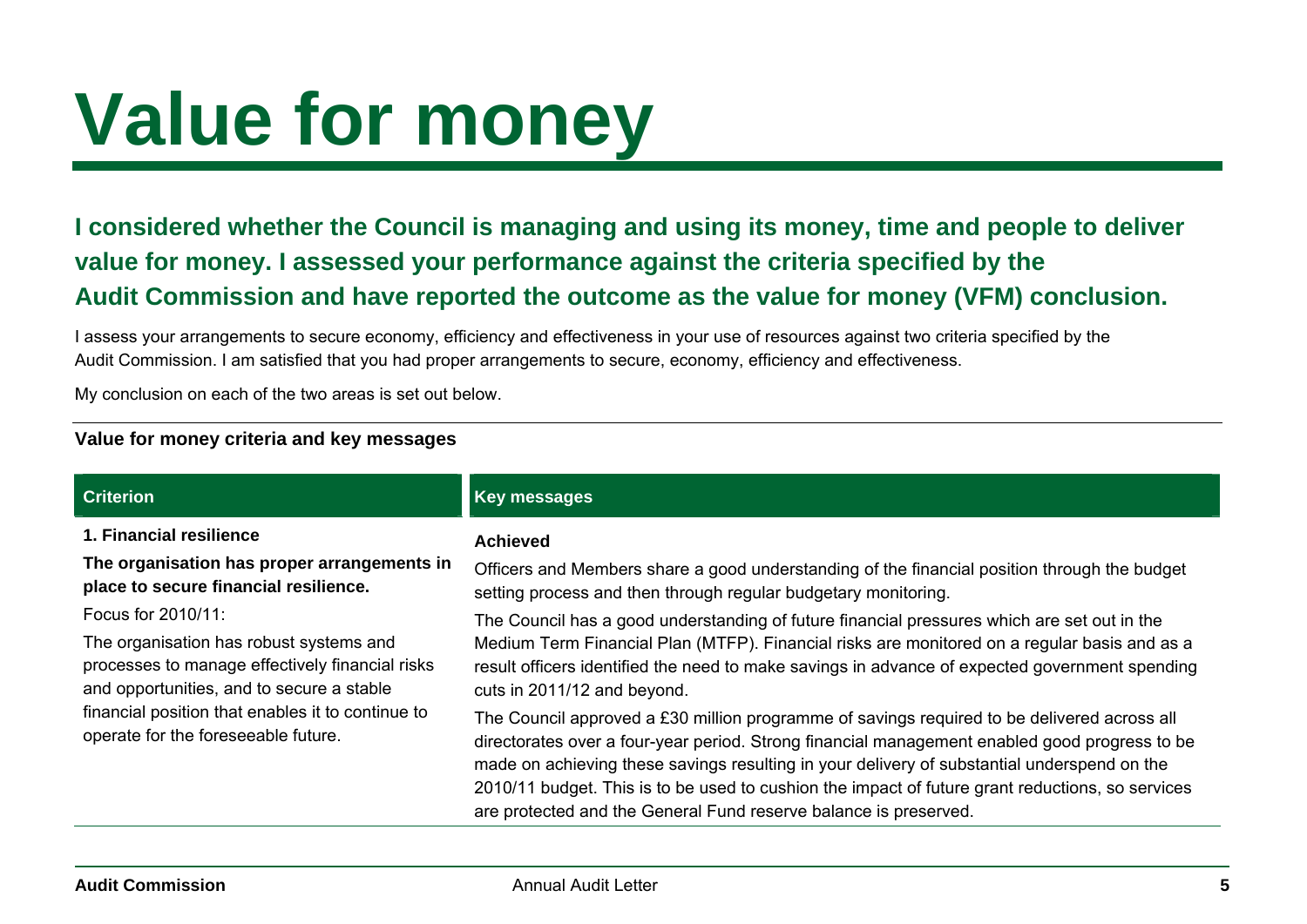# Value for money

**I considered whether the Council is managing and using its money, time and people to deliver value for money. I assessed your performance against the criteria specified by the Audit Commission and have reported the outcome as the value for money (VFM) conclusion.**

I assess your arrangements to secure economy, efficiency and effectiveness in your use of resources against two criteria specified by the Audit Commission. I am satisfied that you had proper arrangements to secure, economy, efficiency and effectiveness.

My conclusion on each of the two areas is set out below.

**Value for money criteria and key messages**

| Criterion | Key messages |
|---|---|
| **1. Financial resilience**<br><br>**The organisation has proper arrangements in place to secure financial resilience.**<br><br>Focus for 2010/11:<br><br>The organisation has robust systems and processes to manage effectively financial risks and opportunities, and to secure a stable financial position that enables it to continue to operate for the foreseeable future. | **Achieved**<br><br>Officers and Members share a good understanding of the financial position through the budget setting process and then through regular budgetary monitoring.<br><br>The Council has a good understanding of future financial pressures which are set out in the Medium Term Financial Plan (MTFP). Financial risks are monitored on a regular basis and as a result officers identified the need to make savings in advance of expected government spending cuts in 2011/12 and beyond.<br><br>The Council approved a £30 million programme of savings required to be delivered across all directorates over a four-year period. Strong financial management enabled good progress to be made on achieving these savings resulting in your delivery of substantial underspend on the 2010/11 budget. This is to be used to cushion the impact of future grant reductions, so services are protected and the General Fund reserve balance is preserved. |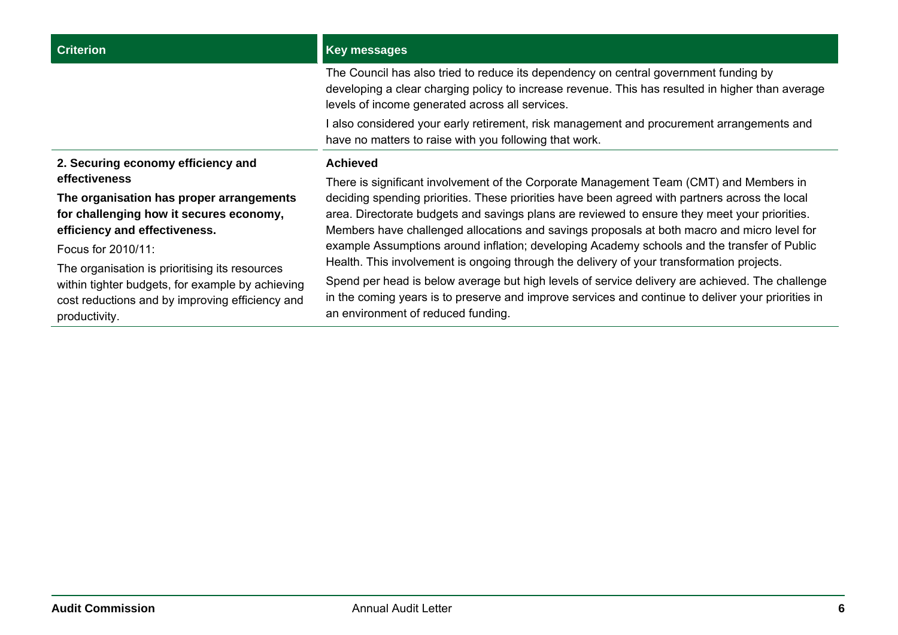| Criterion | Key messages |
|---|---|
| | The Council has also tried to reduce its dependency on central government funding by developing a clear charging policy to increase revenue. This has resulted in higher than average levels of income generated across all services.<br><br>I also considered your early retirement, risk management and procurement arrangements and have no matters to raise with you following that work. |
| **2. Securing economy efficiency and effectiveness**<br><br>**The organisation has proper arrangements for challenging how it secures economy, efficiency and effectiveness.**<br><br>Focus for 2010/11:<br><br>The organisation is prioritising its resources within tighter budgets, for example by achieving cost reductions and by improving efficiency and productivity. | **Achieved**<br><br>There is significant involvement of the Corporate Management Team (CMT) and Members in deciding spending priorities. These priorities have been agreed with partners across the local area. Directorate budgets and savings plans are reviewed to ensure they meet your priorities. Members have challenged allocations and savings proposals at both macro and micro level for example Assumptions around inflation; developing Academy schools and the transfer of Public Health. This involvement is ongoing through the delivery of your transformation projects.<br><br>Spend per head is below average but high levels of service delivery are achieved. The challenge in the coming years is to preserve and improve services and continue to deliver your priorities in an environment of reduced funding. |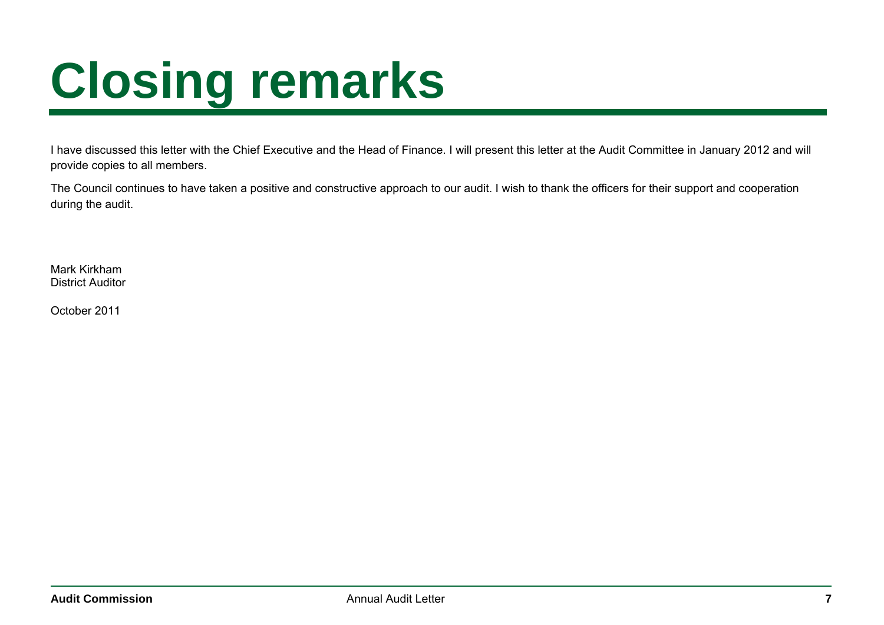# Closing remarks

I have discussed this letter with the Chief Executive and the Head of Finance. I will present this letter at the Audit Committee in January 2012 and will provide copies to all members.

The Council continues to have taken a positive and constructive approach to our audit. I wish to thank the officers for their support and cooperation during the audit.

Mark Kirkham
District Auditor

October 2011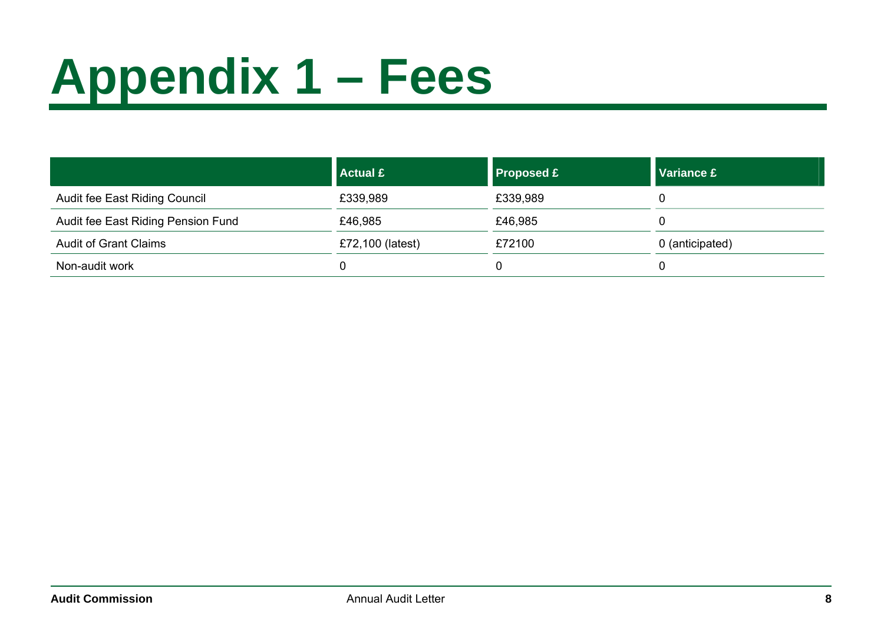# Appendix 1 – Fees

| | Actual £ | Proposed £ | Variance £ |
|---|---|---|---|
| Audit fee East Riding Council | £339,989 | £339,989 | 0 |
| Audit fee East Riding Pension Fund | £46,985 | £46,985 | 0 |
| Audit of Grant Claims | £72,100 (latest) | £72100 | 0 (anticipated) |
| Non-audit work | 0 | 0 | 0 |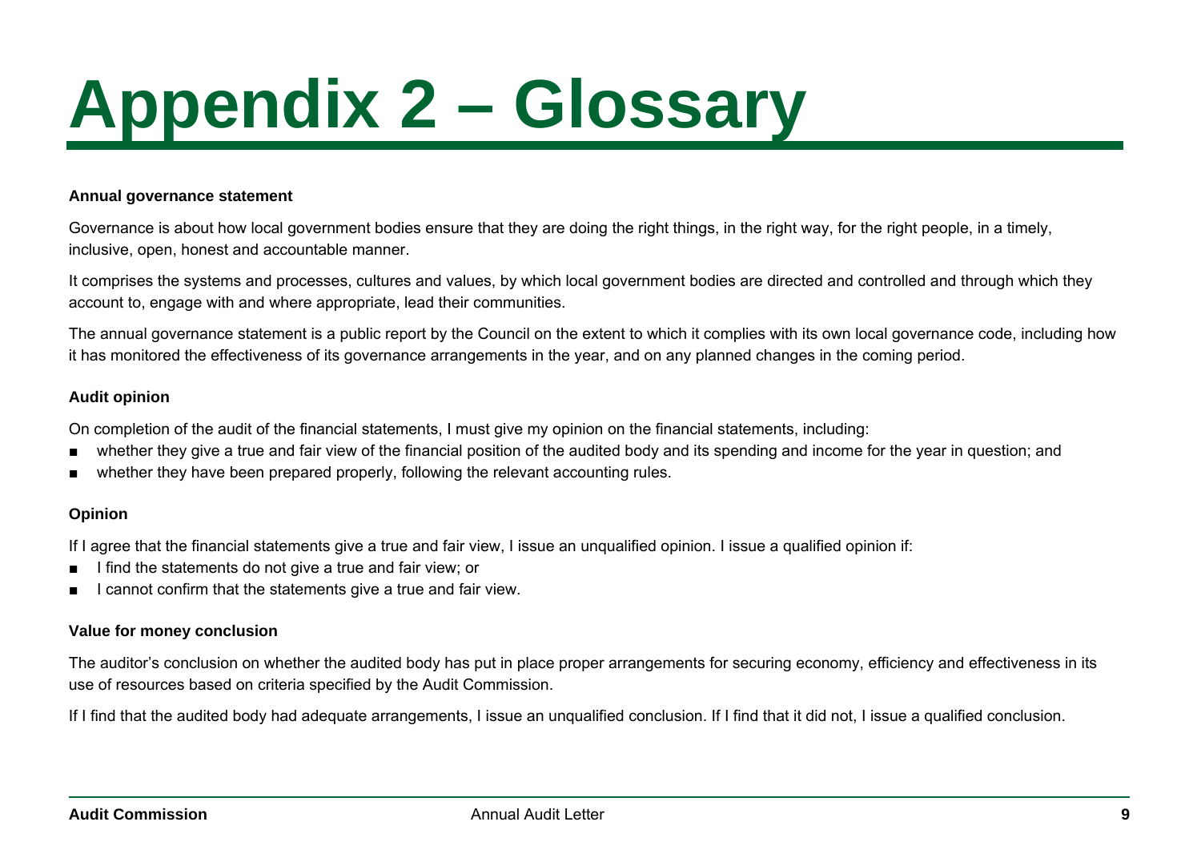# Appendix 2 – Glossary

### Annual governance statement

Governance is about how local government bodies ensure that they are doing the right things, in the right way, for the right people, in a timely, inclusive, open, honest and accountable manner.

It comprises the systems and processes, cultures and values, by which local government bodies are directed and controlled and through which they account to, engage with and where appropriate, lead their communities.

The annual governance statement is a public report by the Council on the extent to which it complies with its own local governance code, including how it has monitored the effectiveness of its governance arrangements in the year, and on any planned changes in the coming period.

### Audit opinion

On completion of the audit of the financial statements, I must give my opinion on the financial statements, including:

- whether they give a true and fair view of the financial position of the audited body and its spending and income for the year in question; and
- whether they have been prepared properly, following the relevant accounting rules.

### Opinion

If I agree that the financial statements give a true and fair view, I issue an unqualified opinion. I issue a qualified opinion if:

- I find the statements do not give a true and fair view; or
- I cannot confirm that the statements give a true and fair view.

### Value for money conclusion

The auditor's conclusion on whether the audited body has put in place proper arrangements for securing economy, efficiency and effectiveness in its use of resources based on criteria specified by the Audit Commission.

If I find that the audited body had adequate arrangements, I issue an unqualified conclusion. If I find that it did not, I issue a qualified conclusion.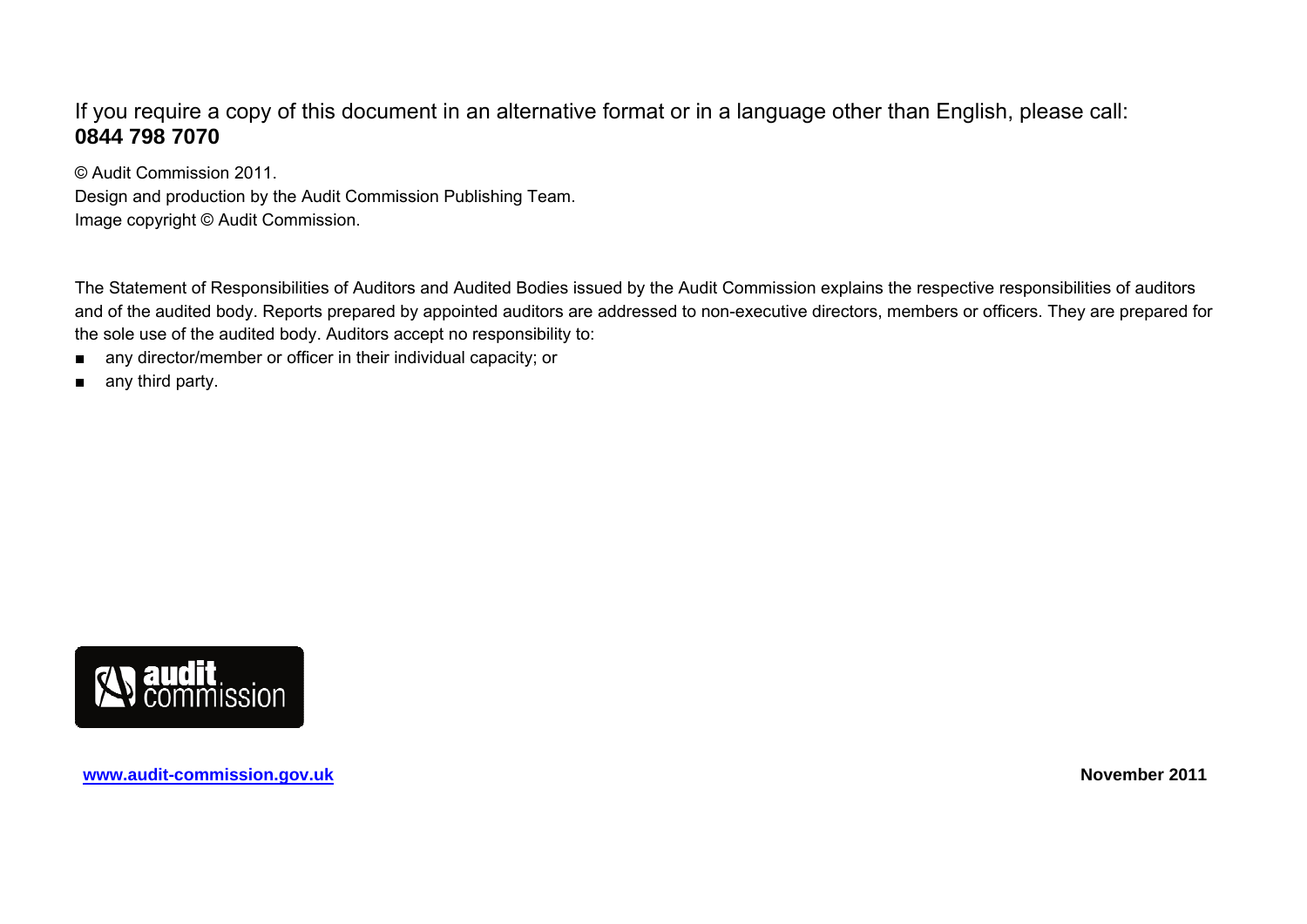If you require a copy of this document in an alternative format or in a language other than English, please call:
**0844 798 7070**

© Audit Commission 2011.
Design and production by the Audit Commission Publishing Team.
Image copyright © Audit Commission.

The Statement of Responsibilities of Auditors and Audited Bodies issued by the Audit Commission explains the respective responsibilities of auditors and of the audited body. Reports prepared by appointed auditors are addressed to non-executive directors, members or officers. They are prepared for the sole use of the audited body. Auditors accept no responsibility to:

- any director/member or officer in their individual capacity; or
- any third party.

audit commission

www.audit-commission.gov.uk

**November 2011**